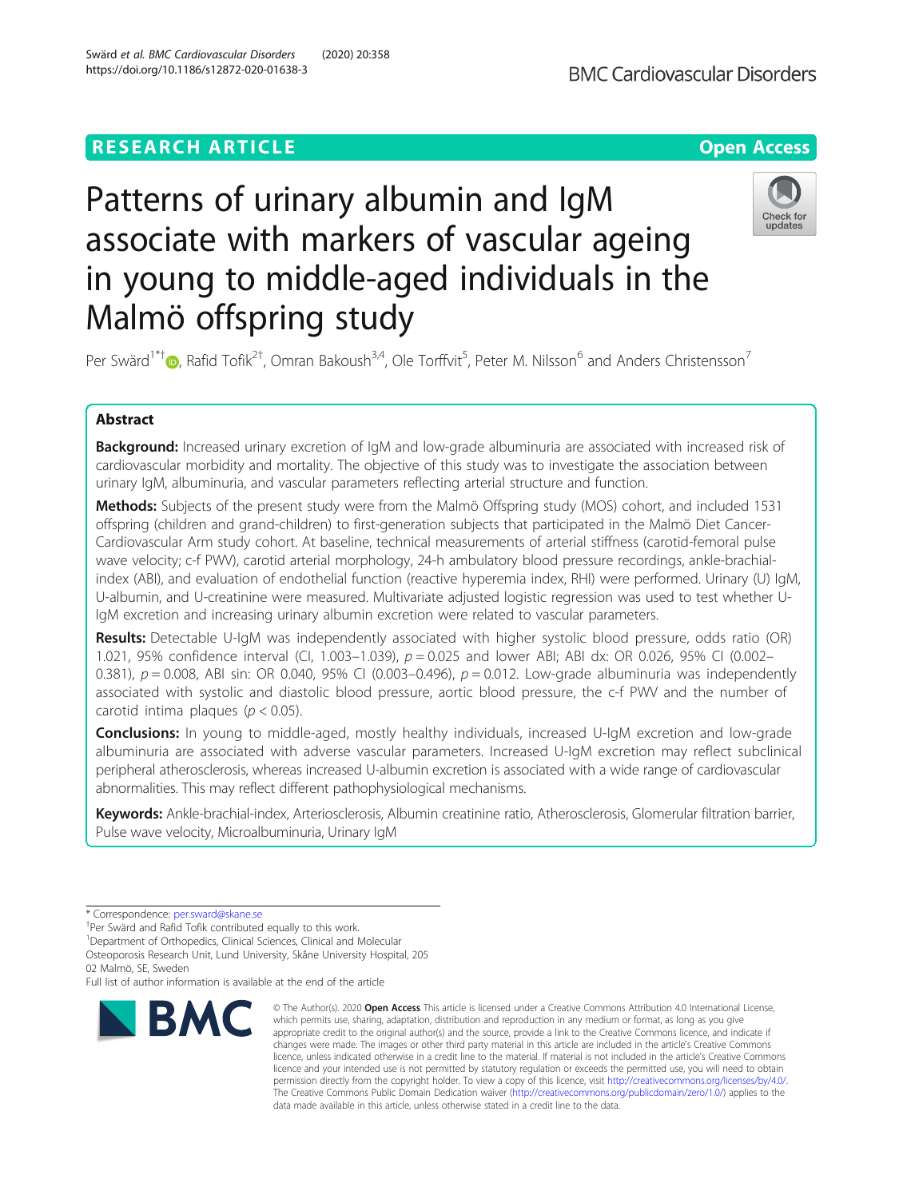RESEARCH ARTICLE

Open Access

# Patterns of urinary albumin and IgM associate with markers of vascular ageing in young to middle-aged individuals in the Malmö offspring study

Per Swärd[1*†], Rafid Tofik[2†], Omran Bakoush[3,4], Ole Torffvit[5], Peter M. Nilsson[6] and Anders Christensson[7]

## Abstract

**Background:** Increased urinary excretion of IgM and low-grade albuminuria are associated with increased risk of cardiovascular morbidity and mortality. The objective of this study was to investigate the association between urinary IgM, albuminuria, and vascular parameters reflecting arterial structure and function.

**Methods:** Subjects of the present study were from the Malmö Offspring study (MOS) cohort, and included 1531 offspring (children and grand-children) to first-generation subjects that participated in the Malmö Diet Cancer-Cardiovascular Arm study cohort. At baseline, technical measurements of arterial stiffness (carotid-femoral pulse wave velocity; c-f PWV), carotid arterial morphology, 24-h ambulatory blood pressure recordings, ankle-brachial-index (ABI), and evaluation of endothelial function (reactive hyperemia index, RHI) were performed. Urinary (U) IgM, U-albumin, and U-creatinine were measured. Multivariate adjusted logistic regression was used to test whether U-IgM excretion and increasing urinary albumin excretion were related to vascular parameters.

**Results:** Detectable U-IgM was independently associated with higher systolic blood pressure, odds ratio (OR) 1.021, 95% confidence interval (CI, 1.003–1.039), $p = 0.025$ and lower ABI; ABI dx: OR 0.026, 95% CI (0.002–0.381), $p = 0.008$, ABI sin: OR 0.040, 95% CI (0.003–0.496), $p = 0.012$. Low-grade albuminuria was independently associated with systolic and diastolic blood pressure, aortic blood pressure, the c-f PWV and the number of carotid intima plaques ($p < 0.05$).

**Conclusions:** In young to middle-aged, mostly healthy individuals, increased U-IgM excretion and low-grade albuminuria are associated with adverse vascular parameters. Increased U-IgM excretion may reflect subclinical peripheral atherosclerosis, whereas increased U-albumin excretion is associated with a wide range of cardiovascular abnormalities. This may reflect different pathophysiological mechanisms.

**Keywords:** Ankle-brachial-index, Arteriosclerosis, Albumin creatinine ratio, Atherosclerosis, Glomerular filtration barrier, Pulse wave velocity, Microalbuminuria, Urinary IgM

---

\* Correspondence: per.sward@skane.se

†Per Swärd and Rafid Tofik contributed equally to this work.

[1]Department of Orthopedics, Clinical Sciences, Clinical and Molecular Osteoporosis Research Unit, Lund University, Skåne University Hospital, 205 02 Malmö, SE, Sweden

Full list of author information is available at the end of the article

© The Author(s). 2020 **Open Access** This article is licensed under a Creative Commons Attribution 4.0 International License, which permits use, sharing, adaptation, distribution and reproduction in any medium or format, as long as you give appropriate credit to the original author(s) and the source, provide a link to the Creative Commons licence, and indicate if changes were made. The images or other third party material in this article are included in the article's Creative Commons licence, unless indicated otherwise in a credit line to the material. If material is not included in the article's Creative Commons licence and your intended use is not permitted by statutory regulation or exceeds the permitted use, you will need to obtain permission directly from the copyright holder. To view a copy of this licence, visit http://creativecommons.org/licenses/by/4.0/. The Creative Commons Public Domain Dedication waiver (http://creativecommons.org/publicdomain/zero/1.0/) applies to the data made available in this article, unless otherwise stated in a credit line to the data.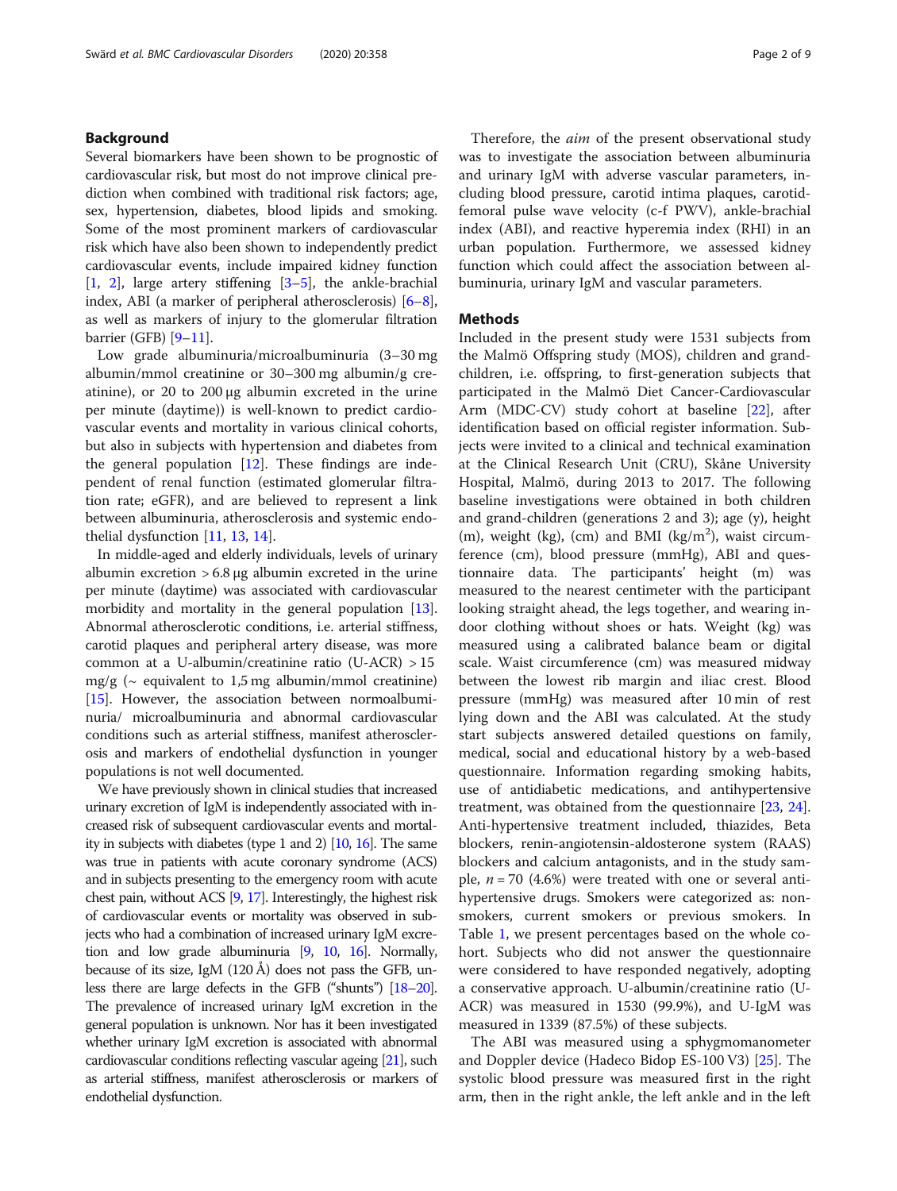## Background

Several biomarkers have been shown to be prognostic of cardiovascular risk, but most do not improve clinical prediction when combined with traditional risk factors; age, sex, hypertension, diabetes, blood lipids and smoking. Some of the most prominent markers of cardiovascular risk which have also been shown to independently predict cardiovascular events, include impaired kidney function [1, 2], large artery stiffening [3–5], the ankle-brachial index, ABI (a marker of peripheral atherosclerosis) [6–8], as well as markers of injury to the glomerular filtration barrier (GFB) [9–11].

Low grade albuminuria/microalbuminuria (3–30 mg albumin/mmol creatinine or 30–300 mg albumin/g creatinine), or 20 to 200 μg albumin excreted in the urine per minute (daytime)) is well-known to predict cardiovascular events and mortality in various clinical cohorts, but also in subjects with hypertension and diabetes from the general population [12]. These findings are independent of renal function (estimated glomerular filtration rate; eGFR), and are believed to represent a link between albuminuria, atherosclerosis and systemic endothelial dysfunction [11, 13, 14].

In middle-aged and elderly individuals, levels of urinary albumin excretion > 6.8 μg albumin excreted in the urine per minute (daytime) was associated with cardiovascular morbidity and mortality in the general population [13]. Abnormal atherosclerotic conditions, i.e. arterial stiffness, carotid plaques and peripheral artery disease, was more common at a U-albumin/creatinine ratio (U-ACR) > 15 mg/g (~ equivalent to 1,5 mg albumin/mmol creatinine) [15]. However, the association between normoalbuminuria/ microalbuminuria and abnormal cardiovascular conditions such as arterial stiffness, manifest atherosclerosis and markers of endothelial dysfunction in younger populations is not well documented.

We have previously shown in clinical studies that increased urinary excretion of IgM is independently associated with increased risk of subsequent cardiovascular events and mortality in subjects with diabetes (type 1 and 2) [10, 16]. The same was true in patients with acute coronary syndrome (ACS) and in subjects presenting to the emergency room with acute chest pain, without ACS [9, 17]. Interestingly, the highest risk of cardiovascular events or mortality was observed in subjects who had a combination of increased urinary IgM excretion and low grade albuminuria [9, 10, 16]. Normally, because of its size, IgM (120 Å) does not pass the GFB, unless there are large defects in the GFB ("shunts") [18–20]. The prevalence of increased urinary IgM excretion in the general population is unknown. Nor has it been investigated whether urinary IgM excretion is associated with abnormal cardiovascular conditions reflecting vascular ageing [21], such as arterial stiffness, manifest atherosclerosis or markers of endothelial dysfunction.

Therefore, the *aim* of the present observational study was to investigate the association between albuminuria and urinary IgM with adverse vascular parameters, including blood pressure, carotid intima plaques, carotid-femoral pulse wave velocity (c-f PWV), ankle-brachial index (ABI), and reactive hyperemia index (RHI) in an urban population. Furthermore, we assessed kidney function which could affect the association between albuminuria, urinary IgM and vascular parameters.

## Methods

Included in the present study were 1531 subjects from the Malmö Offspring study (MOS), children and grandchildren, i.e. offspring, to first-generation subjects that participated in the Malmö Diet Cancer-Cardiovascular Arm (MDC-CV) study cohort at baseline [22], after identification based on official register information. Subjects were invited to a clinical and technical examination at the Clinical Research Unit (CRU), Skåne University Hospital, Malmö, during 2013 to 2017. The following baseline investigations were obtained in both children and grand-children (generations 2 and 3); age (y), height (m), weight (kg), (cm) and BMI (kg/m$^2$), waist circumference (cm), blood pressure (mmHg), ABI and questionnaire data. The participants' height (m) was measured to the nearest centimeter with the participant looking straight ahead, the legs together, and wearing indoor clothing without shoes or hats. Weight (kg) was measured using a calibrated balance beam or digital scale. Waist circumference (cm) was measured midway between the lowest rib margin and iliac crest. Blood pressure (mmHg) was measured after 10 min of rest lying down and the ABI was calculated. At the study start subjects answered detailed questions on family, medical, social and educational history by a web-based questionnaire. Information regarding smoking habits, use of antidiabetic medications, and antihypertensive treatment, was obtained from the questionnaire [23, 24]. Anti-hypertensive treatment included, thiazides, Beta blockers, renin-angiotensin-aldosterone system (RAAS) blockers and calcium antagonists, and in the study sample, $n = 70$ (4.6%) were treated with one or several anti-hypertensive drugs. Smokers were categorized as: non-smokers, current smokers or previous smokers. In Table 1, we present percentages based on the whole cohort. Subjects who did not answer the questionnaire were considered to have responded negatively, adopting a conservative approach. U-albumin/creatinine ratio (U-ACR) was measured in 1530 (99.9%), and U-IgM was measured in 1339 (87.5%) of these subjects.

The ABI was measured using a sphygmomanometer and Doppler device (Hadeco Bidop ES-100 V3) [25]. The systolic blood pressure was measured first in the right arm, then in the right ankle, the left ankle and in the left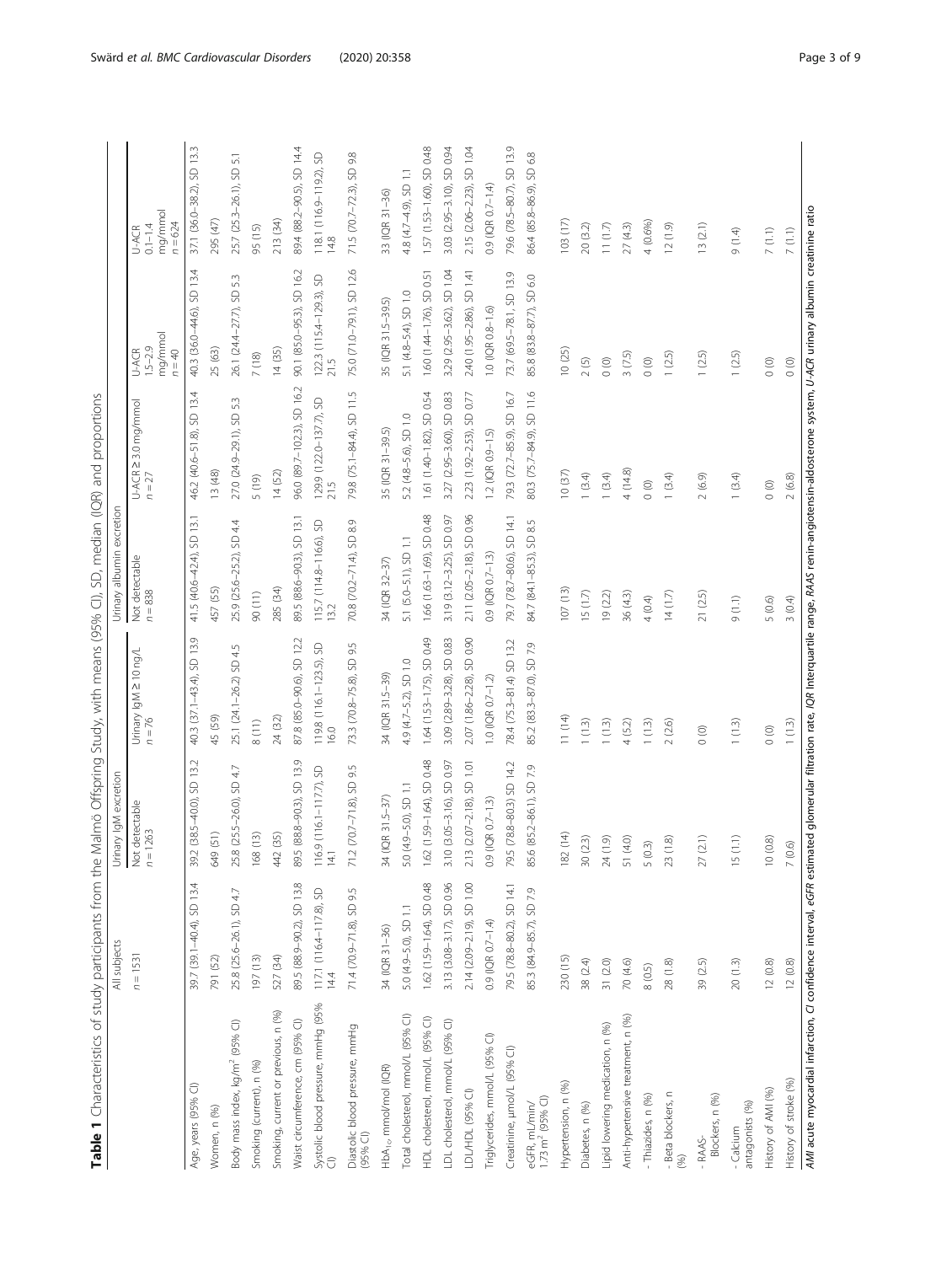**Table 1** Characteristics of study participants from the Malmö Offspring Study, with means (95% CI), SD, median (IQR) and proportions

| | All subjects | Urinary IgM excretion | | Urinary albumin excretion | | | |
|---|---|---|---|---|---|---|---|
| | n = 1531 | Not detectable n = 1263 | Urinary IgM ≥ 10 ng/L n = 76 | Not detectable n = 838 | U-ACR ≥ 3.0 mg/mmol n = 27 | U-ACR 1.5–2.9 mg/mmol n = 40 | U-ACR 0.1–1.4 mg/mmol n = 624 |
| Age, years (95% CI) | 39.7 (39.1–40.4), SD 13.4 | 39.2 (38.5–40.0), SD 13.2 | 40.3 (37.1–43.4), SD 13.9 | 41.5 (40.6–42.4), SD 13.1 | 46.2 (40.6–51.8), SD 13.4 | 40.3 (36.0–44.6), SD 13.4 | 37.1 (36.0–38.2), SD 13.3 |
| Women, n (%) | 791 (52) | 649 (51) | 45 (59) | 457 (55) | 13 (48) | 25 (63) | 295 (47) |
| Body mass index, kg/m[2] (95% CI) | 25.8 (25.6–26.1), SD 4.7 | 25.8 (25.5–26.0), SD 4.7 | 25.1 (24.1–26.2) SD 4.5 | 25.9 (25.6–25.2), SD 4.4 | 27.0 (24.9–29.1), SD 5.3 | 26.1 (24.4–27.7), SD 5.3 | 25.7 (25.3–26.1), SD 5.1 |
| Smoking (current), n (%) | 197 (13) | 168 (13) | 8 (11) | 90 (11) | 5 (19) | 7 (18) | 95 (15) |
| Smoking, current or previous, n (%) | 527 (34) | 442 (35) | 24 (32) | 285 (34) | 14 (52) | 14 (35) | 213 (34) |
| Waist circumference, cm (95% CI) | 89.5 (88.9–90.2), SD 13.8 | 89.5 (88.8–90.3), SD 13.9 | 87.8 (85.0–90.6), SD 12.2 | 89.5 (88.6–90.3), SD 13.1 | 96.0 (89.7–102.3), SD 16.2 | 90.1 (85.0–95.3), SD 16.2 | 89.4 (88.2–90.5), SD 14.4 |
| Systolic blood pressure, mmHg (95% CI) | 117.1 (116.4–117.8), SD 14.4 | 116.9 (116.1–117.7), SD 14.1 | 119.8 (116.1–123.5), SD 16.0 | 115.7 (114.8–116.6), SD 13.2 | 129.9 (122.0–137.7), SD 21.5 | 122.3 (115.4–129.3), SD 21.5 | 118.1 (116.9–119.2), SD 14.8 |
| Diastolic blood pressure, mmHg (95% CI) | 71.4 (70.9–71.8), SD 9.5 | 71.2 (70.7–71.8), SD 9.5 | 73.3 (70.8–75.8), SD 9.5 | 70.8 (70.2–71.4), SD 8.9 | 79.8 (75.1–84.4), SD 11.5 | 75.0 (71.0–79.1), SD 12.6 | 71.5 (70.7–72.3), SD 9.8 |
| $HbA_{1c}$, mmol/mol (IQR) | 34 (IQR 31–36) | 34 (IQR 31.5–37) | 34 (IQR 31.5–39) | 34 (IQR 32–37) | 35 (IQR 31–39.5) | 35 (IQR 31.5–39.5) | 33 (IQR 31–36) |
| Total cholesterol, mmol/L (95% CI) | 5.0 (4.9–5.0), SD 1.1 | 5.0 (4.9–5.0), SD 1.1 | 4.9 (4.7–5.2), SD 1.0 | 5.1 (5.0–5.1), SD 1.1 | 5.2 (4.8–5.6), SD 1.0 | 5.1 (4.8–5.4), SD 1.0 | 4.8 (4.7–4.9), SD 1.1 |
| HDL cholesterol, mmol/L (95% CI) | 1.62 (1.59–1.64), SD 0.48 | 1.62 (1.59–1.64), SD 0.48 | 1.64 (1.53–1.75), SD 0.49 | 1.66 (1.63–1.69), SD 0.48 | 1.61 (1.40–1.82), SD 0.54 | 1.60 (1.44–1.76), SD 0.51 | 1.57 (1.53–1.60), SD 0.48 |
| LDL cholesterol, mmol/L (95% CI) | 3.13 (3.08–3.17), SD 0.96 | 3.10 (3.05–3.16), SD 0.97 | 3.09 (2.89–3.28), SD 0.83 | 3.19 (3.12–3.25), SD 0.97 | 3.27 (2.95–3.60), SD 0.83 | 3.29 (2.95–3.62), SD 1.04 | 3.03 (2.95–3.10), SD 0.94 |
| LDL/HDL (95% CI) | 2.14 (2.09–2.19), SD 1.00 | 2.13 (2.07–2.18), SD 1.01 | 2.07 (1.86–2.28), SD 0.90 | 2.11 (2.05–2.18), SD 0.96 | 2.23 (1.92–2.53), SD 0.77 | 2.40 (1.95–2.86), SD 1.41 | 2.15 (2.06–2.23), SD 1.04 |
| Triglycerides, mmol/L (95% CI) | 0.9 (IQR 0.7–1.4) | 0.9 (IQR 0.7–1.3) | 1.0 (IQR 0.7–1.2) | 0.9 (IQR 0.7–1.3) | 1.2 (IQR 0.9–1.5) | 1.0 (IQR 0.8–1.6) | 0.9 (IQR 0.7–1.4) |
| Creatinine, μmol/L (95% CI) | 79.5 (78.8–80.2), SD 14.1 | 79.5 (78.8–80.3) SD 14.2 | 78.4 (75.3–81.4) SD 13.2 | 79.7 (78.7–80.6), SD 14.1 | 79.3 (72.7–85.9), SD 16.7 | 73.7 (69.5–78.1), SD 13.9 | 79.6 (78.5–80.7), SD 13.9 |
| eGFR, mL/min/ 1.73 m[2] (95% CI) | 85.3 (84.9–85.7), SD 7.9 | 85.6 (85.2–86.1), SD 7.9 | 85.2 (83.3–87.0), SD 7.9 | 84.7 (84.1–85.3), SD 8.5 | 80.3 (75.7–84.9), SD 11.6 | 85.8 (83.8–87.7), SD 6.0 | 86.4 (85.8–86.9), SD 6.8 |
| Hypertension, n (%) | 230 (15) | 182 (14) | 11 (14) | 107 (13) | 10 (37) | 10 (25) | 103 (17) |
| Diabetes, n (%) | 38 (2.4) | 30 (2.3) | 1 (1.3) | 15 (1.7) | 1 (3.4) | 2 (5) | 20 (3.2) |
| Lipid lowering medication, n (%) | 31 (2.0) | 24 (1.9) | 1 (1.3) | 19 (2.2) | 1 (3.4) | 0 (0) | 11 (1.7) |
| Anti-hypertensive treatment, n (%) | 70 (4.6) | 51 (4.0) | 4 (5.2) | 36 (4.3) | 4 (14.8) | 3 (7.5) | 27 (4.3) |
| - Thiazides, n (%) | 8 (0.5) | 5 (0.3) | 1 (1.3) | 4 (0.4) | 0 (0) | 0 (0) | 4 (0.6%) |
| - Beta blockers, n (%) | 28 (1.8) | 23 (1.8) | 2 (2.6) | 14 (1.7) | 1 (3.4) | 1 (2.5) | 12 (1.9) |
| - RAAS-Blockers, n (%) | 39 (2.5) | 27 (2.1) | 0 (0) | 21 (2.5) | 2 (6.9) | 1 (2.5) | 13 (2.1) |
| - Calcium antagonists (%) | 20 (1.3) | 15 (1.1) | 1 (1.3) | 9 (1.1) | 1 (3.4) | 1 (2.5) | 9 (1.4) |
| History of AMI (%) | 12 (0.8) | 10 (0.8) | 0 (0) | 5 (0.6) | 0 (0) | 0 (0) | 7 (1.1) |
| History of stroke (%) | 12 (0.8) | 7 (0.6) | 1 (1.3) | 3 (0.4) | 2 (6.8) | 0 (0) | 7 (1.1) |

*AMI* acute myocardial infarction, *CI* confidence interval, *eGFR* estimated glomerular filtration rate, *IQR* Interquartile range, *RAAS* renin-angiotensin-aldosterone system, *U-ACR* urinary albumin creatinine ratio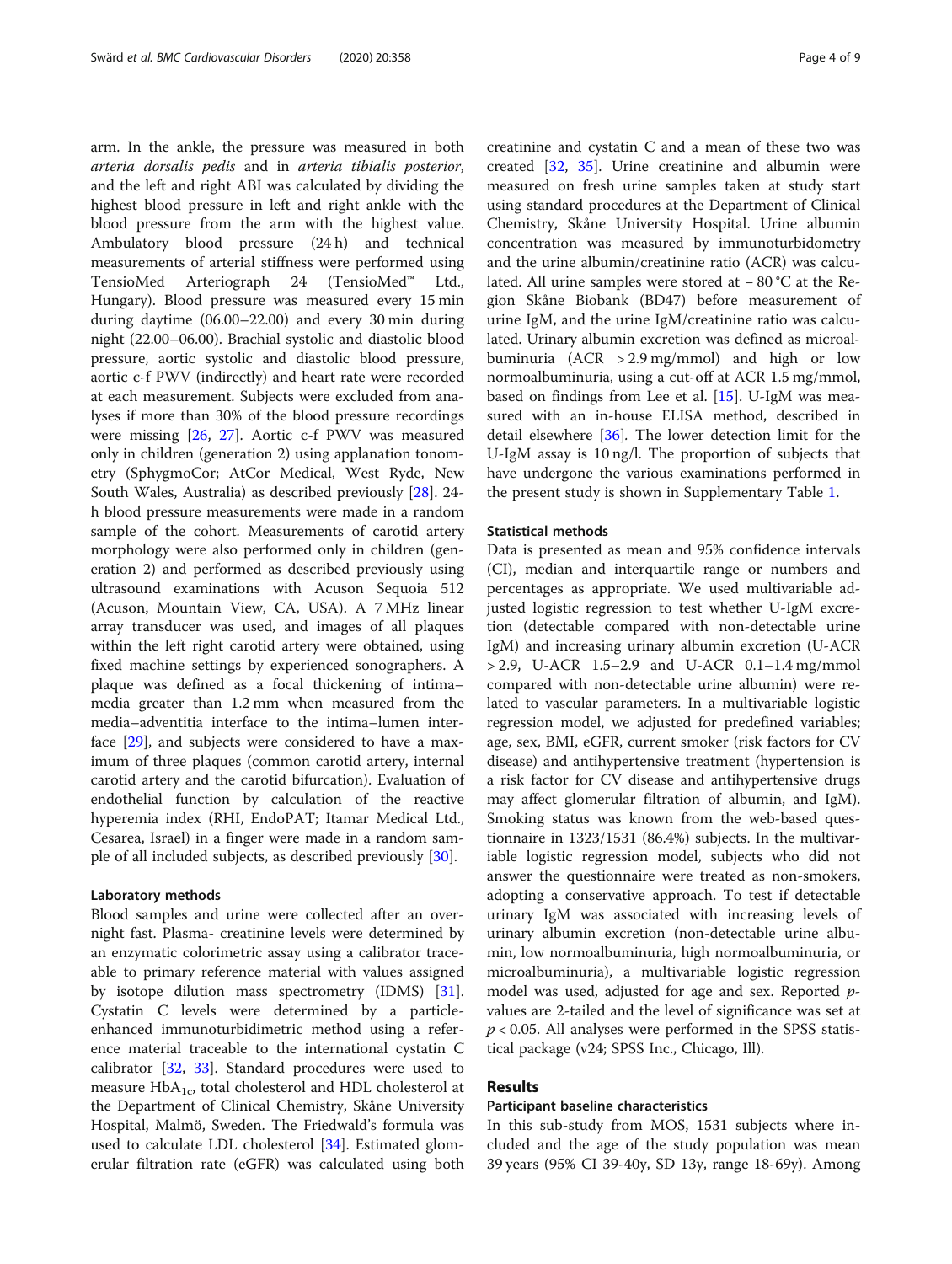arm. In the ankle, the pressure was measured in both *arteria dorsalis pedis* and in *arteria tibialis posterior*, and the left and right ABI was calculated by dividing the highest blood pressure in left and right ankle with the blood pressure from the arm with the highest value. Ambulatory blood pressure (24 h) and technical measurements of arterial stiffness were performed using TensioMed Arteriograph 24 (TensioMed™ Ltd., Hungary). Blood pressure was measured every 15 min during daytime (06.00–22.00) and every 30 min during night (22.00–06.00). Brachial systolic and diastolic blood pressure, aortic systolic and diastolic blood pressure, aortic c-f PWV (indirectly) and heart rate were recorded at each measurement. Subjects were excluded from analyses if more than 30% of the blood pressure recordings were missing [26, 27]. Aortic c-f PWV was measured only in children (generation 2) using applanation tonometry (SphygmoCor; AtCor Medical, West Ryde, New South Wales, Australia) as described previously [28]. 24-h blood pressure measurements were made in a random sample of the cohort. Measurements of carotid artery morphology were also performed only in children (generation 2) and performed as described previously using ultrasound examinations with Acuson Sequoia 512 (Acuson, Mountain View, CA, USA). A 7 MHz linear array transducer was used, and images of all plaques within the left right carotid artery were obtained, using fixed machine settings by experienced sonographers. A plaque was defined as a focal thickening of intima–media greater than 1.2 mm when measured from the media–adventitia interface to the intima–lumen interface [29], and subjects were considered to have a maximum of three plaques (common carotid artery, internal carotid artery and the carotid bifurcation). Evaluation of endothelial function by calculation of the reactive hyperemia index (RHI, EndoPAT; Itamar Medical Ltd., Cesarea, Israel) in a finger were made in a random sample of all included subjects, as described previously [30].

### Laboratory methods

Blood samples and urine were collected after an overnight fast. Plasma- creatinine levels were determined by an enzymatic colorimetric assay using a calibrator traceable to primary reference material with values assigned by isotope dilution mass spectrometry (IDMS) [31]. Cystatin C levels were determined by a particle-enhanced immunoturbidimetric method using a reference material traceable to the international cystatin C calibrator [32, 33]. Standard procedures were used to measure $HbA_{1c}$, total cholesterol and HDL cholesterol at the Department of Clinical Chemistry, Skåne University Hospital, Malmö, Sweden. The Friedwald's formula was used to calculate LDL cholesterol [34]. Estimated glomerular filtration rate (eGFR) was calculated using both creatinine and cystatin C and a mean of these two was created [32, 35]. Urine creatinine and albumin were measured on fresh urine samples taken at study start using standard procedures at the Department of Clinical Chemistry, Skåne University Hospital. Urine albumin concentration was measured by immunoturbidometry and the urine albumin/creatinine ratio (ACR) was calculated. All urine samples were stored at − 80 °C at the Region Skåne Biobank (BD47) before measurement of urine IgM, and the urine IgM/creatinine ratio was calculated. Urinary albumin excretion was defined as microalbuminuria (ACR > 2.9 mg/mmol) and high or low normoalbuminuria, using a cut-off at ACR 1.5 mg/mmol, based on findings from Lee et al. [15]. U-IgM was measured with an in-house ELISA method, described in detail elsewhere [36]. The lower detection limit for the U-IgM assay is 10 ng/l. The proportion of subjects that have undergone the various examinations performed in the present study is shown in Supplementary Table 1.

### Statistical methods

Data is presented as mean and 95% confidence intervals (CI), median and interquartile range or numbers and percentages as appropriate. We used multivariable adjusted logistic regression to test whether U-IgM excretion (detectable compared with non-detectable urine IgM) and increasing urinary albumin excretion (U-ACR > 2.9, U-ACR 1.5–2.9 and U-ACR 0.1–1.4 mg/mmol compared with non-detectable urine albumin) were related to vascular parameters. In a multivariable logistic regression model, we adjusted for predefined variables; age, sex, BMI, eGFR, current smoker (risk factors for CV disease) and antihypertensive treatment (hypertension is a risk factor for CV disease and antihypertensive drugs may affect glomerular filtration of albumin, and IgM). Smoking status was known from the web-based questionnaire in 1323/1531 (86.4%) subjects. In the multivariable logistic regression model, subjects who did not answer the questionnaire were treated as non-smokers, adopting a conservative approach. To test if detectable urinary IgM was associated with increasing levels of urinary albumin excretion (non-detectable urine albumin, low normoalbuminuria, high normoalbuminuria, or microalbuminuria), a multivariable logistic regression model was used, adjusted for age and sex. Reported *p*-values are 2-tailed and the level of significance was set at $p < 0.05$. All analyses were performed in the SPSS statistical package (v24; SPSS Inc., Chicago, Ill).

## Results

### Participant baseline characteristics

In this sub-study from MOS, 1531 subjects where included and the age of the study population was mean 39 years (95% CI 39-40y, SD 13y, range 18-69y). Among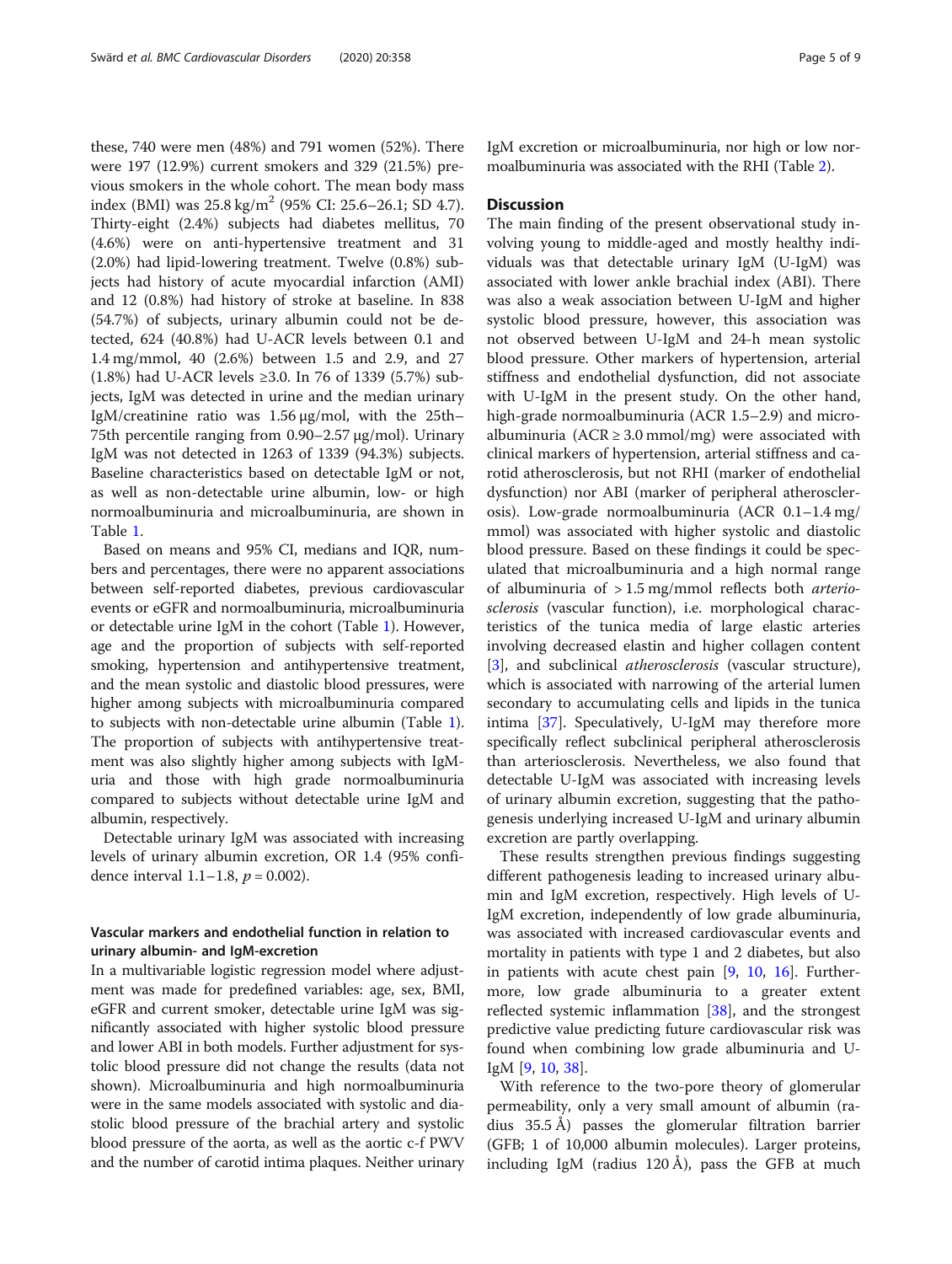these, 740 were men (48%) and 791 women (52%). There were 197 (12.9%) current smokers and 329 (21.5%) previous smokers in the whole cohort. The mean body mass index (BMI) was 25.8 kg/m$^2$ (95% CI: 25.6–26.1; SD 4.7). Thirty-eight (2.4%) subjects had diabetes mellitus, 70 (4.6%) were on anti-hypertensive treatment and 31 (2.0%) had lipid-lowering treatment. Twelve (0.8%) subjects had history of acute myocardial infarction (AMI) and 12 (0.8%) had history of stroke at baseline. In 838 (54.7%) of subjects, urinary albumin could not be detected, 624 (40.8%) had U-ACR levels between 0.1 and 1.4 mg/mmol, 40 (2.6%) between 1.5 and 2.9, and 27 (1.8%) had U-ACR levels ≥3.0. In 76 of 1339 (5.7%) subjects, IgM was detected in urine and the median urinary IgM/creatinine ratio was 1.56 μg/mol, with the 25th–75th percentile ranging from 0.90–2.57 μg/mol). Urinary IgM was not detected in 1263 of 1339 (94.3%) subjects. Baseline characteristics based on detectable IgM or not, as well as non-detectable urine albumin, low- or high normoalbuminuria and microalbuminuria, are shown in Table 1.

Based on means and 95% CI, medians and IQR, numbers and percentages, there were no apparent associations between self-reported diabetes, previous cardiovascular events or eGFR and normoalbuminuria, microalbuminuria or detectable urine IgM in the cohort (Table 1). However, age and the proportion of subjects with self-reported smoking, hypertension and antihypertensive treatment, and the mean systolic and diastolic blood pressures, were higher among subjects with microalbuminuria compared to subjects with non-detectable urine albumin (Table 1). The proportion of subjects with antihypertensive treatment was also slightly higher among subjects with IgM-uria and those with high grade normoalbuminuria compared to subjects without detectable urine IgM and albumin, respectively.

Detectable urinary IgM was associated with increasing levels of urinary albumin excretion, OR 1.4 (95% confidence interval 1.1–1.8, $p = 0.002$).

### Vascular markers and endothelial function in relation to urinary albumin- and IgM-excretion

In a multivariable logistic regression model where adjustment was made for predefined variables: age, sex, BMI, eGFR and current smoker, detectable urine IgM was significantly associated with higher systolic blood pressure and lower ABI in both models. Further adjustment for systolic blood pressure did not change the results (data not shown). Microalbuminuria and high normoalbuminuria were in the same models associated with systolic and diastolic blood pressure of the brachial artery and systolic blood pressure of the aorta, as well as the aortic c-f PWV and the number of carotid intima plaques. Neither urinary IgM excretion or microalbuminuria, nor high or low normoalbuminuria was associated with the RHI (Table 2).

## Discussion

The main finding of the present observational study involving young to middle-aged and mostly healthy individuals was that detectable urinary IgM (U-IgM) was associated with lower ankle brachial index (ABI). There was also a weak association between U-IgM and higher systolic blood pressure, however, this association was not observed between U-IgM and 24-h mean systolic blood pressure. Other markers of hypertension, arterial stiffness and endothelial dysfunction, did not associate with U-IgM in the present study. On the other hand, high-grade normoalbuminuria (ACR 1.5–2.9) and microalbuminuria (ACR ≥ 3.0 mmol/mg) were associated with clinical markers of hypertension, arterial stiffness and carotid atherosclerosis, but not RHI (marker of endothelial dysfunction) nor ABI (marker of peripheral atherosclerosis). Low-grade normoalbuminuria (ACR 0.1–1.4 mg/mmol) was associated with higher systolic and diastolic blood pressure. Based on these findings it could be speculated that microalbuminuria and a high normal range of albuminuria of > 1.5 mg/mmol reflects both *arteriosclerosis* (vascular function), i.e. morphological characteristics of the tunica media of large elastic arteries involving decreased elastin and higher collagen content [3], and subclinical *atherosclerosis* (vascular structure), which is associated with narrowing of the arterial lumen secondary to accumulating cells and lipids in the tunica intima [37]. Speculatively, U-IgM may therefore more specifically reflect subclinical peripheral atherosclerosis than arteriosclerosis. Nevertheless, we also found that detectable U-IgM was associated with increasing levels of urinary albumin excretion, suggesting that the pathogenesis underlying increased U-IgM and urinary albumin excretion are partly overlapping.

These results strengthen previous findings suggesting different pathogenesis leading to increased urinary albumin and IgM excretion, respectively. High levels of U-IgM excretion, independently of low grade albuminuria, was associated with increased cardiovascular events and mortality in patients with type 1 and 2 diabetes, but also in patients with acute chest pain [9, 10, 16]. Furthermore, low grade albuminuria to a greater extent reflected systemic inflammation [38], and the strongest predictive value predicting future cardiovascular risk was found when combining low grade albuminuria and U-IgM [9, 10, 38].

With reference to the two-pore theory of glomerular permeability, only a very small amount of albumin (radius 35.5 Å) passes the glomerular filtration barrier (GFB; 1 of 10,000 albumin molecules). Larger proteins, including IgM (radius 120 Å), pass the GFB at much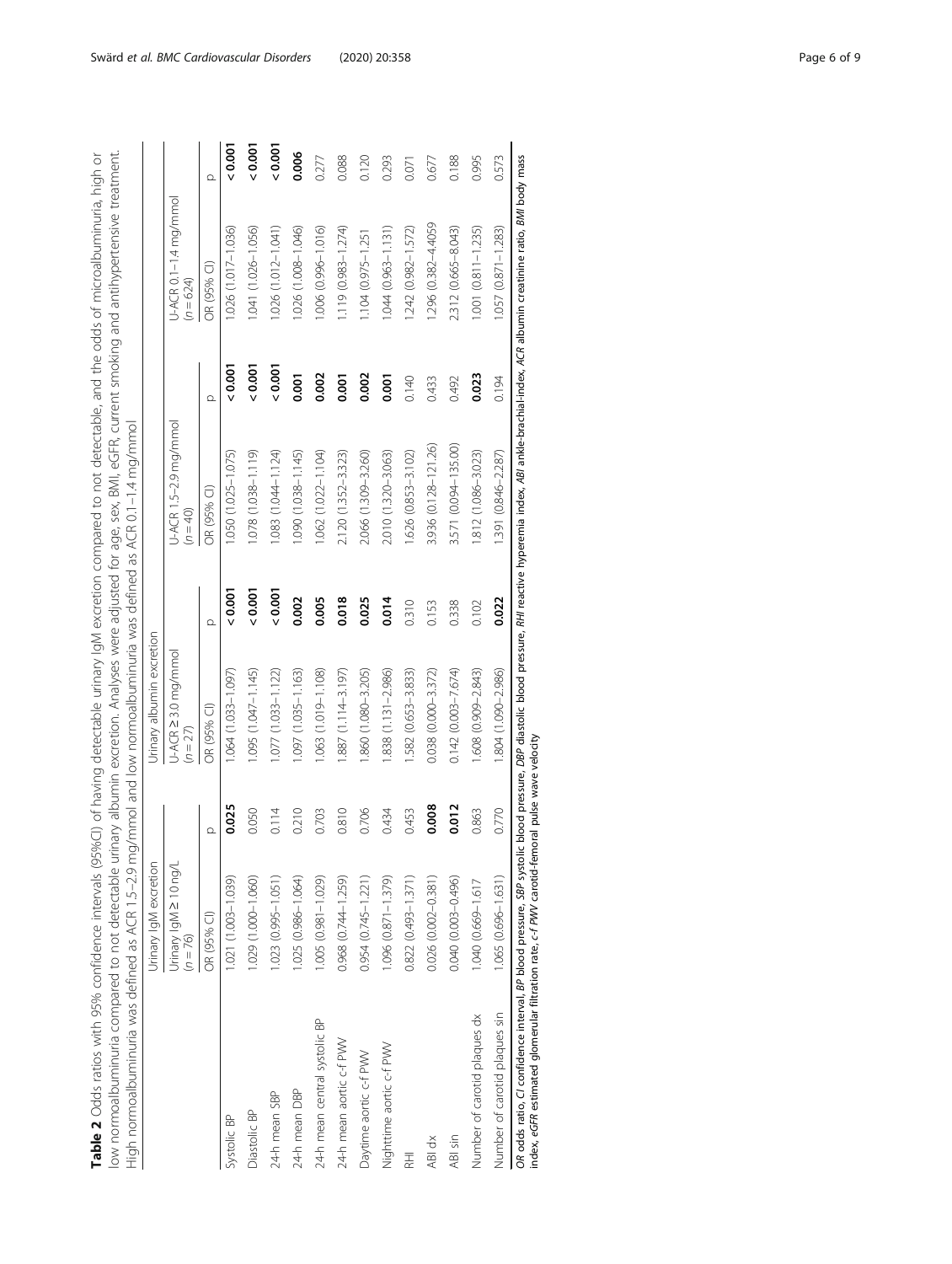**Table 2** Odds ratios with 95% confidence intervals (95%CI) of having detectable urinary IgM excretion compared to not detectable, and the odds of microalbuminuria, high or low normoalbuminuria compared to not detectable urinary albumin excretion. Analyses were adjusted for age, sex, BMI, eGFR, current smoking and antihypertensive treatment. High normoalbuminuria was defined as ACR 1.5–2.9 mg/mmol and low normoalbuminuria was defined as ACR 0.1–1.4 mg/mmol

| | Urinary IgM excretion | | Urinary albumin excretion | | | | | |
|---|---|---|---|---|---|---|---|---|
| | Urinary IgM ≥ 10 ng/L ($n = 76$) | | U-ACR ≥ 3.0 mg/mmol ($n = 27$) | | U-ACR 1.5–2.9 mg/mmol ($n = 40$) | | U-ACR 0.1–1.4 mg/mmol ($n = 624$) | |
| | OR (95% CI) | p | OR (95% CI) | p | OR (95% CI) | p | OR (95% CI) | p |
| Systolic BP | 1.021 (1.003–1.039) | **0.025** | 1.064 (1.033–1.097) | **< 0.001** | 1.050 (1.025–1.075) | **< 0.001** | 1.026 (1.017–1.036) | **< 0.001** |
| Diastolic BP | 1.029 (1.000–1.060) | 0.050 | 1.095 (1.047–1.145) | **< 0.001** | 1.078 (1.038–1.119) | **< 0.001** | 1.041 (1.026–1.056) | **< 0.001** |
| 24-h mean SBP | 1.023 (0.995–1.051) | 0.114 | 1.077 (1.033–1.122) | **< 0.001** | 1.083 (1.044–1.124) | **< 0.001** | 1.026 (1.012–1.041) | **< 0.001** |
| 24-h mean DBP | 1.025 (0.986–1.064) | 0.210 | 1.097 (1.035–1.163) | **0.002** | 1.090 (1.038–1.145) | **0.001** | 1.026 (1.008–1.046) | **0.006** |
| 24-h mean central systolic BP | 1.005 (0.981–1.029) | 0.703 | 1.063 (1.019–1.108) | **0.005** | 1.062 (1.022–1.104) | **0.002** | 1.006 (0.996–1.016) | 0.277 |
| 24-h mean aortic c-f PWV | 0.968 (0.744–1.259) | 0.810 | 1.887 (1.114–3.197) | **0.018** | 2.120 (1.352–3.323) | **0.001** | 1.119 (0.983–1.274) | 0.088 |
| Daytime aortic c-f PWV | 0.954 (0.745–1.221) | 0.706 | 1.860 (1.080–3.205) | **0.025** | 2.066 (1.309–3.260) | **0.002** | 1.104 (0.975–1.251 | 0.120 |
| Nighttime aortic c-f PWV | 1.096 (0.871–1.379) | 0.434 | 1.838 (1.131–2.986) | **0.014** | 2.010 (1.320–3.063) | **0.001** | 1.044 (0.963–1.131) | 0.293 |
| RHI | 0.822 (0.493–1.371) | 0.453 | 1.582 (0.653–3.833) | 0.310 | 1.626 (0.853–3.102) | 0.140 | 1.242 (0.982–1.572) | 0.071 |
| ABI dx | 0.026 (0.002–0.381) | **0.008** | 0.038 (0.000–3.372) | 0.153 | 3.936 (0.128–121.26) | 0.433 | 1.296 (0.382–4.4059 | 0.677 |
| ABI sin | 0.040 (0.003–0.496) | **0.012** | 0.142 (0.003–7.674) | 0.338 | 3.571 (0.094–135.00) | 0.492 | 2.312 (0.665–8.043) | 0.188 |
| Number of carotid plaques dx | 1.040 (0.669–1.617 | 0.863 | 1.608 (0.909–2.843) | 0.102 | 1.812 (1.086–3.023) | **0.023** | 1.001 (0.811–1.235) | 0.995 |
| Number of carotid plaques sin | 1.065 (0.696–1.631) | 0.770 | 1.804 (1.090–2.986) | **0.022** | 1.391 (0.846–2.287) | 0.194 | 1.057 (0.871–1.283) | 0.573 |

*OR* odds ratio, *CI* confidence interval, *BP* blood pressure, *SBP* systolic blood pressure, *DBP* diastolic blood pressure, *RHI* reactive hyperemia index, *ABI* ankle-brachial-index, *ACR* albumin creatinine ratio, *BMI* body mass index, *eGFR* estimated glomerular filtration rate, *c-f PWV* carotid-femoral pulse wave velocity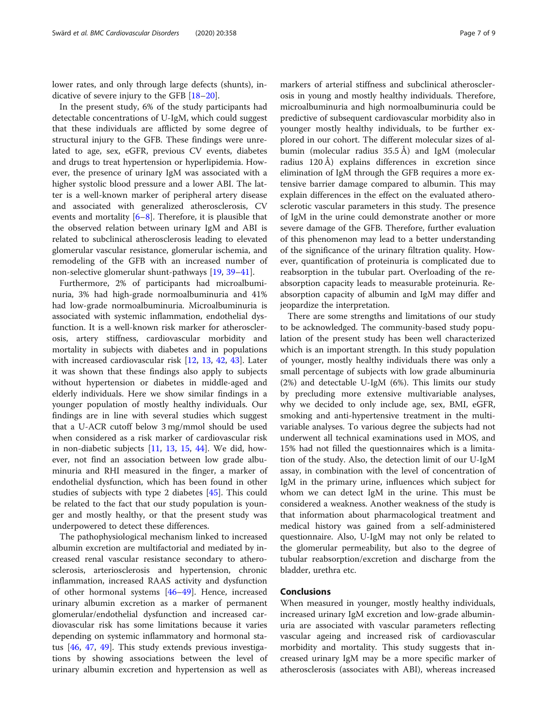lower rates, and only through large defects (shunts), indicative of severe injury to the GFB [18–20].

In the present study, 6% of the study participants had detectable concentrations of U-IgM, which could suggest that these individuals are afflicted by some degree of structural injury to the GFB. These findings were unrelated to age, sex, eGFR, previous CV events, diabetes and drugs to treat hypertension or hyperlipidemia. However, the presence of urinary IgM was associated with a higher systolic blood pressure and a lower ABI. The latter is a well-known marker of peripheral artery disease and associated with generalized atherosclerosis, CV events and mortality [6–8]. Therefore, it is plausible that the observed relation between urinary IgM and ABI is related to subclinical atherosclerosis leading to elevated glomerular vascular resistance, glomerular ischemia, and remodeling of the GFB with an increased number of non-selective glomerular shunt-pathways [19, 39–41].

Furthermore, 2% of participants had microalbuminuria, 3% had high-grade normoalbuminuria and 41% had low-grade normoalbuminuria. Microalbuminuria is associated with systemic inflammation, endothelial dysfunction. It is a well-known risk marker for atherosclerosis, artery stiffness, cardiovascular morbidity and mortality in subjects with diabetes and in populations with increased cardiovascular risk [12, 13, 42, 43]. Later it was shown that these findings also apply to subjects without hypertension or diabetes in middle-aged and elderly individuals. Here we show similar findings in a younger population of mostly healthy individuals. Our findings are in line with several studies which suggest that a U-ACR cutoff below 3 mg/mmol should be used when considered as a risk marker of cardiovascular risk in non-diabetic subjects [11, 13, 15, 44]. We did, however, not find an association between low grade albuminuria and RHI measured in the finger, a marker of endothelial dysfunction, which has been found in other studies of subjects with type 2 diabetes [45]. This could be related to the fact that our study population is younger and mostly healthy, or that the present study was underpowered to detect these differences.

The pathophysiological mechanism linked to increased albumin excretion are multifactorial and mediated by increased renal vascular resistance secondary to atherosclerosis, arteriosclerosis and hypertension, chronic inflammation, increased RAAS activity and dysfunction of other hormonal systems [46–49]. Hence, increased urinary albumin excretion as a marker of permanent glomerular/endothelial dysfunction and increased cardiovascular risk has some limitations because it varies depending on systemic inflammatory and hormonal status [46, 47, 49]. This study extends previous investigations by showing associations between the level of urinary albumin excretion and hypertension as well as markers of arterial stiffness and subclinical atherosclerosis in young and mostly healthy individuals. Therefore, microalbuminuria and high normoalbuminuria could be predictive of subsequent cardiovascular morbidity also in younger mostly healthy individuals, to be further explored in our cohort. The different molecular sizes of albumin (molecular radius 35.5 Å) and IgM (molecular radius 120 Å) explains differences in excretion since elimination of IgM through the GFB requires a more extensive barrier damage compared to albumin. This may explain differences in the effect on the evaluated atherosclerotic vascular parameters in this study. The presence of IgM in the urine could demonstrate another or more severe damage of the GFB. Therefore, further evaluation of this phenomenon may lead to a better understanding of the significance of the urinary filtration quality. However, quantification of proteinuria is complicated due to reabsorption in the tubular part. Overloading of the reabsorption capacity leads to measurable proteinuria. Reabsorption capacity of albumin and IgM may differ and jeopardize the interpretation.

There are some strengths and limitations of our study to be acknowledged. The community-based study population of the present study has been well characterized which is an important strength. In this study population of younger, mostly healthy individuals there was only a small percentage of subjects with low grade albuminuria (2%) and detectable U-IgM (6%). This limits our study by precluding more extensive multivariable analyses, why we decided to only include age, sex, BMI, eGFR, smoking and anti-hypertensive treatment in the multivariable analyses. To various degree the subjects had not underwent all technical examinations used in MOS, and 15% had not filled the questionnaires which is a limitation of the study. Also, the detection limit of our U-IgM assay, in combination with the level of concentration of IgM in the primary urine, influences which subject for whom we can detect IgM in the urine. This must be considered a weakness. Another weakness of the study is that information about pharmacological treatment and medical history was gained from a self-administered questionnaire. Also, U-IgM may not only be related to the glomerular permeability, but also to the degree of tubular reabsorption/excretion and discharge from the bladder, urethra etc.

## Conclusions

When measured in younger, mostly healthy individuals, increased urinary IgM excretion and low-grade albuminuria are associated with vascular parameters reflecting vascular ageing and increased risk of cardiovascular morbidity and mortality. This study suggests that increased urinary IgM may be a more specific marker of atherosclerosis (associates with ABI), whereas increased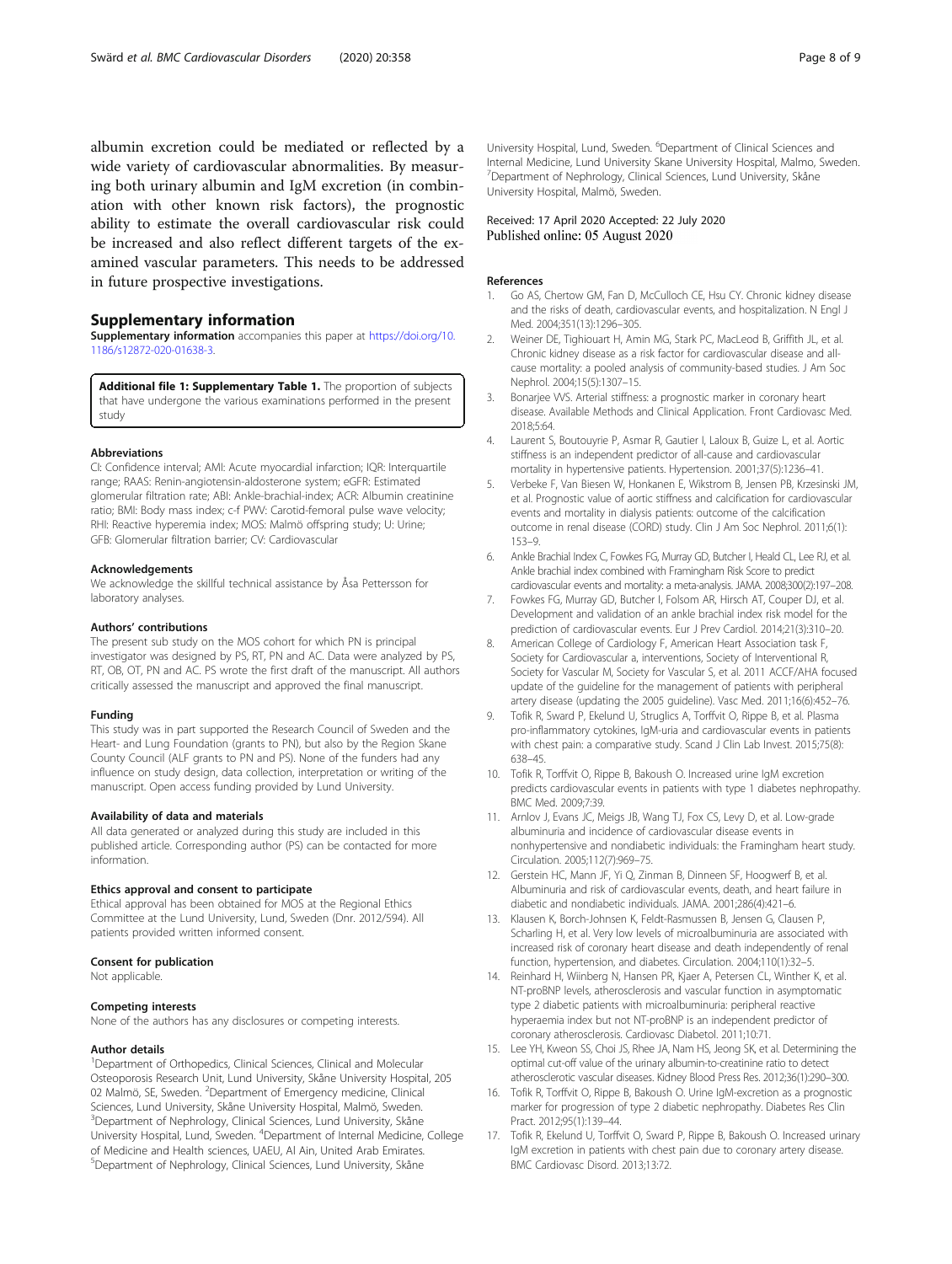albumin excretion could be mediated or reflected by a wide variety of cardiovascular abnormalities. By measuring both urinary albumin and IgM excretion (in combination with other known risk factors), the prognostic ability to estimate the overall cardiovascular risk could be increased and also reflect different targets of the examined vascular parameters. This needs to be addressed in future prospective investigations.

## Supplementary information

**Supplementary information** accompanies this paper at https://doi.org/10.1186/s12872-020-01638-3.

**Additional file 1: Supplementary Table 1.** The proportion of subjects that have undergone the various examinations performed in the present study

### Abbreviations

CI: Confidence interval; AMI: Acute myocardial infarction; IQR: Interquartile range; RAAS: Renin-angiotensin-aldosterone system; eGFR: Estimated glomerular filtration rate; ABI: Ankle-brachial-index; ACR: Albumin creatinine ratio; BMI: Body mass index; c-f PWV: Carotid-femoral pulse wave velocity; RHI: Reactive hyperemia index; MOS: Malmö offspring study; U: Urine; GFB: Glomerular filtration barrier; CV: Cardiovascular

### Acknowledgements

We acknowledge the skillful technical assistance by Åsa Pettersson for laboratory analyses.

### Authors' contributions

The present sub study on the MOS cohort for which PN is principal investigator was designed by PS, RT, PN and AC. Data were analyzed by PS, RT, OB, OT, PN and AC. PS wrote the first draft of the manuscript. All authors critically assessed the manuscript and approved the final manuscript.

### Funding

This study was in part supported the Research Council of Sweden and the Heart- and Lung Foundation (grants to PN), but also by the Region Skane County Council (ALF grants to PN and PS). None of the funders had any influence on study design, data collection, interpretation or writing of the manuscript. Open access funding provided by Lund University.

### Availability of data and materials

All data generated or analyzed during this study are included in this published article. Corresponding author (PS) can be contacted for more information.

### Ethics approval and consent to participate

Ethical approval has been obtained for MOS at the Regional Ethics Committee at the Lund University, Lund, Sweden (Dnr. 2012/594). All patients provided written informed consent.

### Consent for publication

Not applicable.

### Competing interests

None of the authors has any disclosures or competing interests.

### Author details

[1]Department of Orthopedics, Clinical Sciences, Clinical and Molecular Osteoporosis Research Unit, Lund University, Skåne University Hospital, 205 02 Malmö, SE, Sweden. [2]Department of Emergency medicine, Clinical Sciences, Lund University, Skåne University Hospital, Malmö, Sweden. [3]Department of Nephrology, Clinical Sciences, Lund University, Skåne University Hospital, Lund, Sweden. [4]Department of Internal Medicine, College of Medicine and Health sciences, UAEU, Al Ain, United Arab Emirates. [5]Department of Nephrology, Clinical Sciences, Lund University, Skåne University Hospital, Lund, Sweden. [6]Department of Clinical Sciences and Internal Medicine, Lund University Skane University Hospital, Malmo, Sweden. [7]Department of Nephrology, Clinical Sciences, Lund University, Skåne University Hospital, Malmö, Sweden.

Received: 17 April 2020 Accepted: 22 July 2020
Published online: 05 August 2020

### References

1. Go AS, Chertow GM, Fan D, McCulloch CE, Hsu CY. Chronic kidney disease and the risks of death, cardiovascular events, and hospitalization. N Engl J Med. 2004;351(13):1296–305.
2. Weiner DE, Tighiouart H, Amin MG, Stark PC, MacLeod B, Griffith JL, et al. Chronic kidney disease as a risk factor for cardiovascular disease and all-cause mortality: a pooled analysis of community-based studies. J Am Soc Nephrol. 2004;15(5):1307–15.
3. Bonarjee VVS. Arterial stiffness: a prognostic marker in coronary heart disease. Available Methods and Clinical Application. Front Cardiovasc Med. 2018;5:64.
4. Laurent S, Boutouyrie P, Asmar R, Gautier I, Laloux B, Guize L, et al. Aortic stiffness is an independent predictor of all-cause and cardiovascular mortality in hypertensive patients. Hypertension. 2001;37(5):1236–41.
5. Verbeke F, Van Biesen W, Honkanen E, Wikstrom B, Jensen PB, Krzesinski JM, et al. Prognostic value of aortic stiffness and calcification for cardiovascular events and mortality in dialysis patients: outcome of the calcification outcome in renal disease (CORD) study. Clin J Am Soc Nephrol. 2011;6(1):153–9.
6. Ankle Brachial Index C, Fowkes FG, Murray GD, Butcher I, Heald CL, Lee RJ, et al. Ankle brachial index combined with Framingham Risk Score to predict cardiovascular events and mortality: a meta-analysis. JAMA. 2008;300(2):197–208.
7. Fowkes FG, Murray GD, Butcher I, Folsom AR, Hirsch AT, Couper DJ, et al. Development and validation of an ankle brachial index risk model for the prediction of cardiovascular events. Eur J Prev Cardiol. 2014;21(3):310–20.
8. American College of Cardiology F, American Heart Association task F, Society for Cardiovascular a, interventions, Society of Interventional R, Society for Vascular M, Society for Vascular S, et al. 2011 ACCF/AHA focused update of the guideline for the management of patients with peripheral artery disease (updating the 2005 guideline). Vasc Med. 2011;16(6):452–76.
9. Tofik R, Sward P, Ekelund U, Struglics A, Torffvit O, Rippe B, et al. Plasma pro-inflammatory cytokines, IgM-uria and cardiovascular events in patients with chest pain: a comparative study. Scand J Clin Lab Invest. 2015;75(8):638–45.
10. Tofik R, Torffvit O, Rippe B, Bakoush O. Increased urine IgM excretion predicts cardiovascular events in patients with type 1 diabetes nephropathy. BMC Med. 2009;7:39.
11. Arnlov J, Evans JC, Meigs JB, Wang TJ, Fox CS, Levy D, et al. Low-grade albuminuria and incidence of cardiovascular disease events in nonhypertensive and nondiabetic individuals: the Framingham heart study. Circulation. 2005;112(7):969–75.
12. Gerstein HC, Mann JF, Yi Q, Zinman B, Dinneen SF, Hoogwerf B, et al. Albuminuria and risk of cardiovascular events, death, and heart failure in diabetic and nondiabetic individuals. JAMA. 2001;286(4):421–6.
13. Klausen K, Borch-Johnsen K, Feldt-Rasmussen B, Jensen G, Clausen P, Scharling H, et al. Very low levels of microalbuminuria are associated with increased risk of coronary heart disease and death independently of renal function, hypertension, and diabetes. Circulation. 2004;110(1):32–5.
14. Reinhard H, Wiinberg N, Hansen PR, Kjaer A, Petersen CL, Winther K, et al. NT-proBNP levels, atherosclerosis and vascular function in asymptomatic type 2 diabetic patients with microalbuminuria: peripheral reactive hyperaemia index but not NT-proBNP is an independent predictor of coronary atherosclerosis. Cardiovasc Diabetol. 2011;10:71.
15. Lee YH, Kweon SS, Choi JS, Rhee JA, Nam HS, Jeong SK, et al. Determining the optimal cut-off value of the urinary albumin-to-creatinine ratio to detect atherosclerotic vascular diseases. Kidney Blood Press Res. 2012;36(1):290–300.
16. Tofik R, Torffvit O, Rippe B, Bakoush O. Urine IgM-excretion as a prognostic marker for progression of type 2 diabetic nephropathy. Diabetes Res Clin Pract. 2012;95(1):139–44.
17. Tofik R, Ekelund U, Torffvit O, Sward P, Rippe B, Bakoush O. Increased urinary IgM excretion in patients with chest pain due to coronary artery disease. BMC Cardiovasc Disord. 2013;13:72.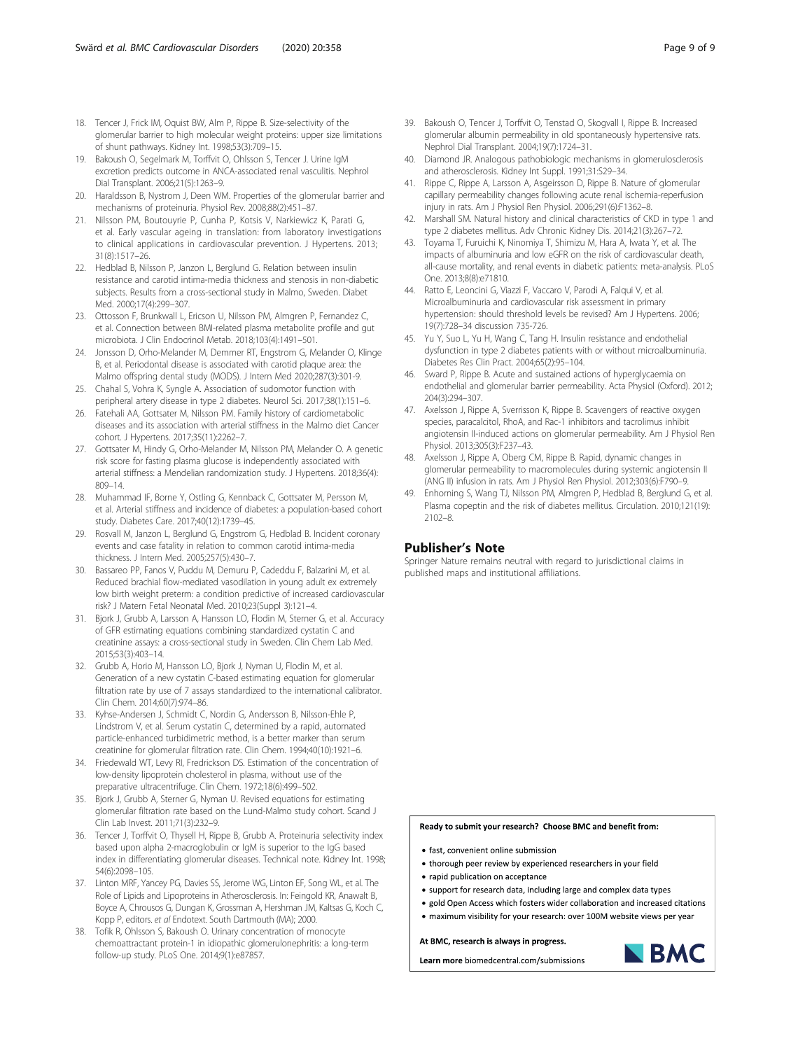18. Tencer J, Frick IM, Oquist BW, Alm P, Rippe B. Size-selectivity of the glomerular barrier to high molecular weight proteins: upper size limitations of shunt pathways. Kidney Int. 1998;53(3):709–15.
19. Bakoush O, Segelmark M, Torffvit O, Ohlsson S, Tencer J. Urine IgM excretion predicts outcome in ANCA-associated renal vasculitis. Nephrol Dial Transplant. 2006;21(5):1263–9.
20. Haraldsson B, Nystrom J, Deen WM. Properties of the glomerular barrier and mechanisms of proteinuria. Physiol Rev. 2008;88(2):451–87.
21. Nilsson PM, Boutouyrie P, Cunha P, Kotsis V, Narkiewicz K, Parati G, et al. Early vascular ageing in translation: from laboratory investigations to clinical applications in cardiovascular prevention. J Hypertens. 2013; 31(8):1517–26.
22. Hedblad B, Nilsson P, Janzon L, Berglund G. Relation between insulin resistance and carotid intima-media thickness and stenosis in non-diabetic subjects. Results from a cross-sectional study in Malmo, Sweden. Diabet Med. 2000;17(4):299–307.
23. Ottosson F, Brunkwall L, Ericson U, Nilsson PM, Almgren P, Fernandez C, et al. Connection between BMI-related plasma metabolite profile and gut microbiota. J Clin Endocrinol Metab. 2018;103(4):1491–501.
24. Jonsson D, Orho-Melander M, Demmer RT, Engstrom G, Melander O, Klinge B, et al. Periodontal disease is associated with carotid plaque area: the Malmo offspring dental study (MODS). J Intern Med 2020;287(3):301-9.
25. Chahal S, Vohra K, Syngle A. Association of sudomotor function with peripheral artery disease in type 2 diabetes. Neurol Sci. 2017;38(1):151–6.
26. Fatehali AA, Gottsater M, Nilsson PM. Family history of cardiometabolic diseases and its association with arterial stiffness in the Malmo diet Cancer cohort. J Hypertens. 2017;35(11):2262–7.
27. Gottsater M, Hindy G, Orho-Melander M, Nilsson PM, Melander O. A genetic risk score for fasting plasma glucose is independently associated with arterial stiffness: a Mendelian randomization study. J Hypertens. 2018;36(4): 809–14.
28. Muhammad IF, Borne Y, Ostling G, Kennback C, Gottsater M, Persson M, et al. Arterial stiffness and incidence of diabetes: a population-based cohort study. Diabetes Care. 2017;40(12):1739–45.
29. Rosvall M, Janzon L, Berglund G, Engstrom G, Hedblad B. Incident coronary events and case fatality in relation to common carotid intima-media thickness. J Intern Med. 2005;257(5):430–7.
30. Bassareo PP, Fanos V, Puddu M, Demuru P, Cadeddu F, Balzarini M, et al. Reduced brachial flow-mediated vasodilation in young adult ex extremely low birth weight preterm: a condition predictive of increased cardiovascular risk? J Matern Fetal Neonatal Med. 2010;23(Suppl 3):121–4.
31. Bjork J, Grubb A, Larsson A, Hansson LO, Flodin M, Sterner G, et al. Accuracy of GFR estimating equations combining standardized cystatin C and creatinine assays: a cross-sectional study in Sweden. Clin Chem Lab Med. 2015;53(3):403–14.
32. Grubb A, Horio M, Hansson LO, Bjork J, Nyman U, Flodin M, et al. Generation of a new cystatin C-based estimating equation for glomerular filtration rate by use of 7 assays standardized to the international calibrator. Clin Chem. 2014;60(7):974–86.
33. Kyhse-Andersen J, Schmidt C, Nordin G, Andersson B, Nilsson-Ehle P, Lindstrom V, et al. Serum cystatin C, determined by a rapid, automated particle-enhanced turbidimetric method, is a better marker than serum creatinine for glomerular filtration rate. Clin Chem. 1994;40(10):1921–6.
34. Friedewald WT, Levy RI, Fredrickson DS. Estimation of the concentration of low-density lipoprotein cholesterol in plasma, without use of the preparative ultracentrifuge. Clin Chem. 1972;18(6):499–502.
35. Bjork J, Grubb A, Sterner G, Nyman U. Revised equations for estimating glomerular filtration rate based on the Lund-Malmo study cohort. Scand J Clin Lab Invest. 2011;71(3):232–9.
36. Tencer J, Torffvit O, Thysell H, Rippe B, Grubb A. Proteinuria selectivity index based upon alpha 2-macroglobulin or IgM is superior to the IgG based index in differentiating glomerular diseases. Technical note. Kidney Int. 1998; 54(6):2098–105.
37. Linton MRF, Yancey PG, Davies SS, Jerome WG, Linton EF, Song WL, et al. The Role of Lipids and Lipoproteins in Atherosclerosis. In: Feingold KR, Anawalt B, Boyce A, Chrousos G, Dungan K, Grossman A, Hershman JM, Kaltsas G, Koch C, Kopp P, editors. *et al* Endotext. South Dartmouth (MA); 2000.
38. Tofik R, Ohlsson S, Bakoush O. Urinary concentration of monocyte chemoattractant protein-1 in idiopathic glomerulonephritis: a long-term follow-up study. PLoS One. 2014;9(1):e87857.
39. Bakoush O, Tencer J, Torffvit O, Tenstad O, Skogvall I, Rippe B. Increased glomerular albumin permeability in old spontaneously hypertensive rats. Nephrol Dial Transplant. 2004;19(7):1724–31.
40. Diamond JR. Analogous pathobiologic mechanisms in glomerulosclerosis and atherosclerosis. Kidney Int Suppl. 1991;31:S29–34.
41. Rippe C, Rippe A, Larsson A, Asgeirsson D, Rippe B. Nature of glomerular capillary permeability changes following acute renal ischemia-reperfusion injury in rats. Am J Physiol Ren Physiol. 2006;291(6):F1362–8.
42. Marshall SM. Natural history and clinical characteristics of CKD in type 1 and type 2 diabetes mellitus. Adv Chronic Kidney Dis. 2014;21(3):267–72.
43. Toyama T, Furuichi K, Ninomiya T, Shimizu M, Hara A, Iwata Y, et al. The impacts of albuminuria and low eGFR on the risk of cardiovascular death, all-cause mortality, and renal events in diabetic patients: meta-analysis. PLoS One. 2013;8(8):e71810.
44. Ratto E, Leoncini G, Viazzi F, Vaccaro V, Parodi A, Falqui V, et al. Microalbuminuria and cardiovascular risk assessment in primary hypertension: should threshold levels be revised? Am J Hypertens. 2006; 19(7):728–34 discussion 735-726.
45. Yu Y, Suo L, Yu H, Wang C, Tang H. Insulin resistance and endothelial dysfunction in type 2 diabetes patients with or without microalbuminuria. Diabetes Res Clin Pract. 2004;65(2):95–104.
46. Sward P, Rippe B. Acute and sustained actions of hyperglycaemia on endothelial and glomerular barrier permeability. Acta Physiol (Oxford). 2012; 204(3):294–307.
47. Axelsson J, Rippe A, Sverrisson K, Rippe B. Scavengers of reactive oxygen species, paracalcitol, RhoA, and Rac-1 inhibitors and tacrolimus inhibit angiotensin II-induced actions on glomerular permeability. Am J Physiol Ren Physiol. 2013;305(3):F237–43.
48. Axelsson J, Rippe A, Oberg CM, Rippe B. Rapid, dynamic changes in glomerular permeability to macromolecules during systemic angiotensin II (ANG II) infusion in rats. Am J Physiol Ren Physiol. 2012;303(6):F790–9.
49. Enhorning S, Wang TJ, Nilsson PM, Almgren P, Hedblad B, Berglund G, et al. Plasma copeptin and the risk of diabetes mellitus. Circulation. 2010;121(19): 2102–8.

## Publisher's Note

Springer Nature remains neutral with regard to jurisdictional claims in published maps and institutional affiliations.

**Ready to submit your research? Choose BMC and benefit from:**

- fast, convenient online submission
- thorough peer review by experienced researchers in your field
- rapid publication on acceptance
- support for research data, including large and complex data types
- gold Open Access which fosters wider collaboration and increased citations
- maximum visibility for your research: over 100M website views per year

**At BMC, research is always in progress.**

**Learn more** biomedcentral.com/submissions

BMC